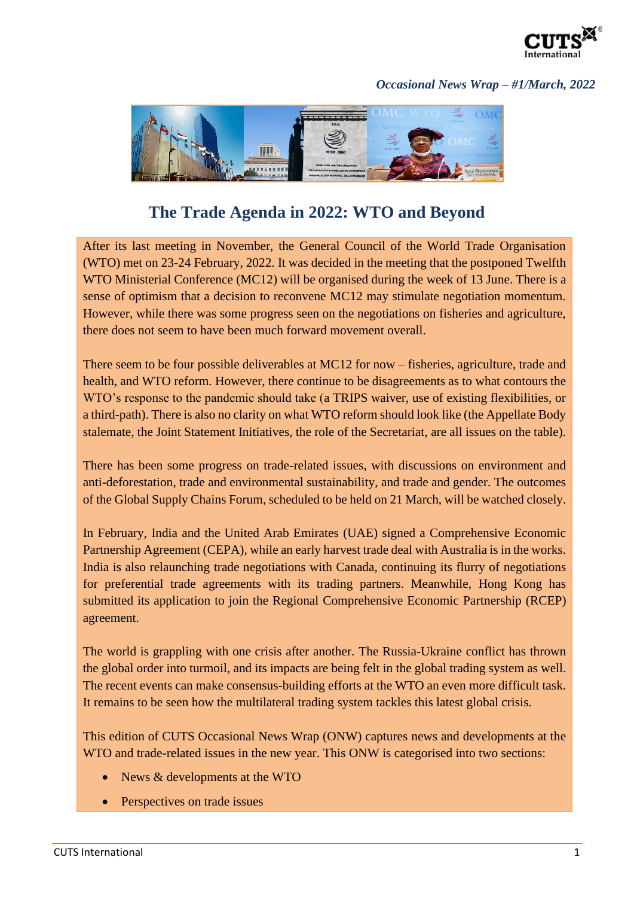*Occasional News Wrap – #1/March, 2022*

# The Trade Agenda in 2022: WTO and Beyond

After its last meeting in November, the General Council of the World Trade Organisation (WTO) met on 23-24 February, 2022. It was decided in the meeting that the postponed Twelfth WTO Ministerial Conference (MC12) will be organised during the week of 13 June. There is a sense of optimism that a decision to reconvene MC12 may stimulate negotiation momentum. However, while there was some progress seen on the negotiations on fisheries and agriculture, there does not seem to have been much forward movement overall.

There seem to be four possible deliverables at MC12 for now – fisheries, agriculture, trade and health, and WTO reform. However, there continue to be disagreements as to what contours the WTO's response to the pandemic should take (a TRIPS waiver, use of existing flexibilities, or a third-path). There is also no clarity on what WTO reform should look like (the Appellate Body stalemate, the Joint Statement Initiatives, the role of the Secretariat, are all issues on the table).

There has been some progress on trade-related issues, with discussions on environment and anti-deforestation, trade and environmental sustainability, and trade and gender. The outcomes of the Global Supply Chains Forum, scheduled to be held on 21 March, will be watched closely.

In February, India and the United Arab Emirates (UAE) signed a Comprehensive Economic Partnership Agreement (CEPA), while an early harvest trade deal with Australia is in the works. India is also relaunching trade negotiations with Canada, continuing its flurry of negotiations for preferential trade agreements with its trading partners. Meanwhile, Hong Kong has submitted its application to join the Regional Comprehensive Economic Partnership (RCEP) agreement.

The world is grappling with one crisis after another. The Russia-Ukraine conflict has thrown the global order into turmoil, and its impacts are being felt in the global trading system as well. The recent events can make consensus-building efforts at the WTO an even more difficult task. It remains to be seen how the multilateral trading system tackles this latest global crisis.

This edition of CUTS Occasional News Wrap (ONW) captures news and developments at the WTO and trade-related issues in the new year. This ONW is categorised into two sections:

- News & developments at the WTO
- Perspectives on trade issues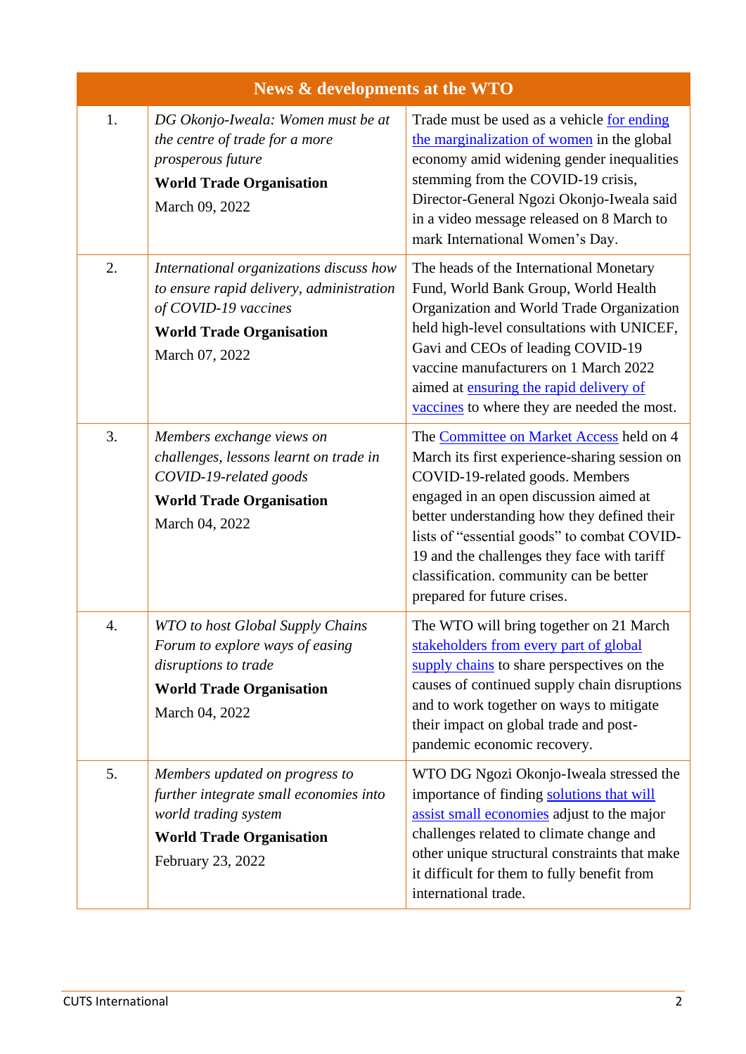| News & developments at the WTO | | |
|---|---|---|
| 1. | *DG Okonjo-Iweala: Women must be at the centre of trade for a more prosperous future* **World Trade Organisation** March 09, 2022 | Trade must be used as a vehicle for ending the marginalization of women in the global economy amid widening gender inequalities stemming from the COVID-19 crisis, Director-General Ngozi Okonjo-Iweala said in a video message released on 8 March to mark International Women's Day. |
| 2. | *International organizations discuss how to ensure rapid delivery, administration of COVID-19 vaccines* **World Trade Organisation** March 07, 2022 | The heads of the International Monetary Fund, World Bank Group, World Health Organization and World Trade Organization held high-level consultations with UNICEF, Gavi and CEOs of leading COVID-19 vaccine manufacturers on 1 March 2022 aimed at ensuring the rapid delivery of vaccines to where they are needed the most. |
| 3. | *Members exchange views on challenges, lessons learnt on trade in COVID-19-related goods* **World Trade Organisation** March 04, 2022 | The Committee on Market Access held on 4 March its first experience-sharing session on COVID-19-related goods. Members engaged in an open discussion aimed at better understanding how they defined their lists of "essential goods" to combat COVID-19 and the challenges they face with tariff classification. community can be better prepared for future crises. |
| 4. | *WTO to host Global Supply Chains Forum to explore ways of easing disruptions to trade* **World Trade Organisation** March 04, 2022 | The WTO will bring together on 21 March stakeholders from every part of global supply chains to share perspectives on the causes of continued supply chain disruptions and to work together on ways to mitigate their impact on global trade and post-pandemic economic recovery. |
| 5. | *Members updated on progress to further integrate small economies into world trading system* **World Trade Organisation** February 23, 2022 | WTO DG Ngozi Okonjo-Iweala stressed the importance of finding solutions that will assist small economies adjust to the major challenges related to climate change and other unique structural constraints that make it difficult for them to fully benefit from international trade. |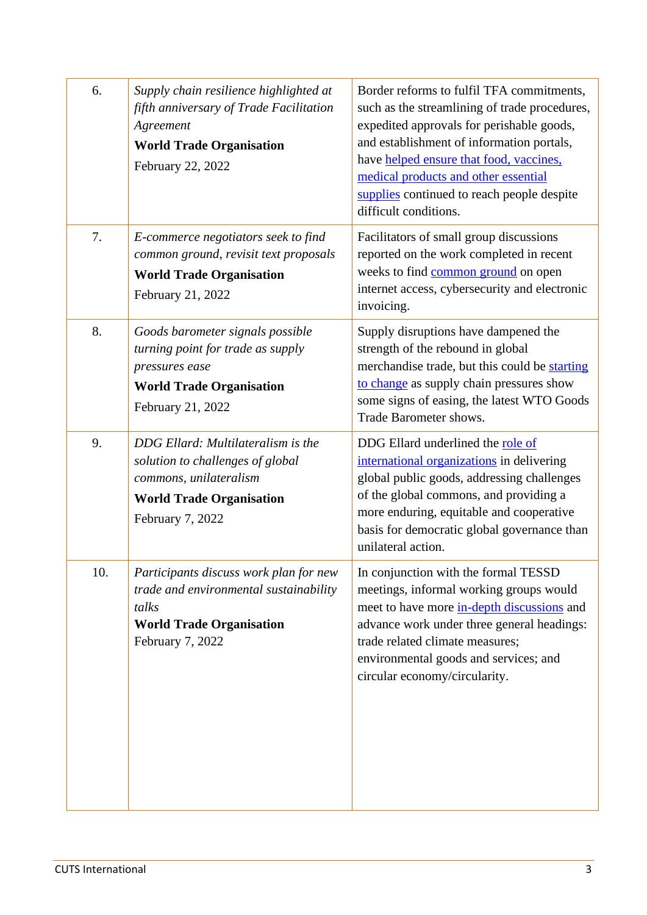| | | |
|---|---|---|
| 6. | *Supply chain resilience highlighted at fifth anniversary of Trade Facilitation Agreement*<br>**World Trade Organisation**<br>February 22, 2022 | Border reforms to fulfil TFA commitments, such as the streamlining of trade procedures, expedited approvals for perishable goods, and establishment of information portals, have [helped ensure that food, vaccines, medical products and other essential supplies]() continued to reach people despite difficult conditions. |
| 7. | *E-commerce negotiators seek to find common ground, revisit text proposals*<br>**World Trade Organisation**<br>February 21, 2022 | Facilitators of small group discussions reported on the work completed in recent weeks to find [common ground]() on open internet access, cybersecurity and electronic invoicing. |
| 8. | *Goods barometer signals possible turning point for trade as supply pressures ease*<br>**World Trade Organisation**<br>February 21, 2022 | Supply disruptions have dampened the strength of the rebound in global merchandise trade, but this could be [starting to change]() as supply chain pressures show some signs of easing, the latest WTO Goods Trade Barometer shows. |
| 9. | *DDG Ellard: Multilateralism is the solution to challenges of global commons, unilateralism*<br>**World Trade Organisation**<br>February 7, 2022 | DDG Ellard underlined the [role of international organizations]() in delivering global public goods, addressing challenges of the global commons, and providing a more enduring, equitable and cooperative basis for democratic global governance than unilateral action. |
| 10. | *Participants discuss work plan for new trade and environmental sustainability talks*<br>**World Trade Organisation**<br>February 7, 2022 | In conjunction with the formal TESSD meetings, informal working groups would meet to have more [in-depth discussions]() and advance work under three general headings: trade related climate measures; environmental goods and services; and circular economy/circularity. |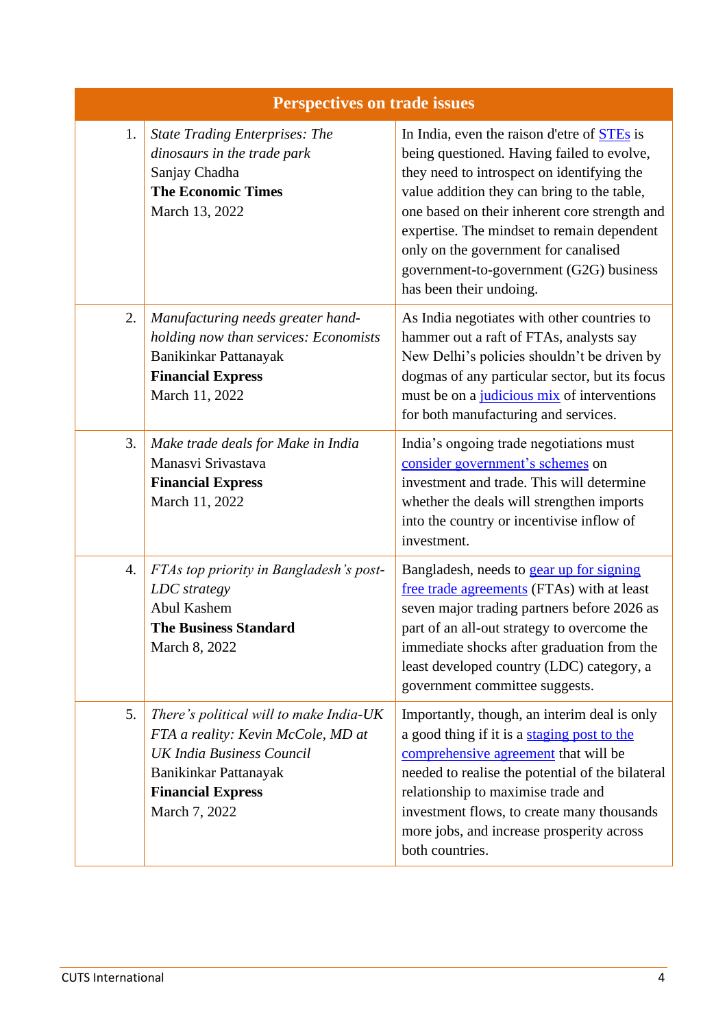| Perspectives on trade issues | | |
|---|---|---|
| 1. | *State Trading Enterprises: The dinosaurs in the trade park*<br>Sanjay Chadha<br>**The Economic Times**<br>March 13, 2022 | In India, even the raison d'etre of STEs is being questioned. Having failed to evolve, they need to introspect on identifying the value addition they can bring to the table, one based on their inherent core strength and expertise. The mindset to remain dependent only on the government for canalised government-to-government (G2G) business has been their undoing. |
| 2. | *Manufacturing needs greater hand-holding now than services: Economists*<br>Banikinkar Pattanayak<br>**Financial Express**<br>March 11, 2022 | As India negotiates with other countries to hammer out a raft of FTAs, analysts say New Delhi's policies shouldn't be driven by dogmas of any particular sector, but its focus must be on a judicious mix of interventions for both manufacturing and services. |
| 3. | *Make trade deals for Make in India*<br>Manasvi Srivastava<br>**Financial Express**<br>March 11, 2022 | India's ongoing trade negotiations must consider government's schemes on investment and trade. This will determine whether the deals will strengthen imports into the country or incentivise inflow of investment. |
| 4. | *FTAs top priority in Bangladesh's post-LDC strategy*<br>Abul Kashem<br>**The Business Standard**<br>March 8, 2022 | Bangladesh, needs to gear up for signing free trade agreements (FTAs) with at least seven major trading partners before 2026 as part of an all-out strategy to overcome the immediate shocks after graduation from the least developed country (LDC) category, a government committee suggests. |
| 5. | *There's political will to make India-UK FTA a reality: Kevin McCole, MD at UK India Business Council*<br>Banikinkar Pattanayak<br>**Financial Express**<br>March 7, 2022 | Importantly, though, an interim deal is only a good thing if it is a staging post to the comprehensive agreement that will be needed to realise the potential of the bilateral relationship to maximise trade and investment flows, to create many thousands more jobs, and increase prosperity across both countries. |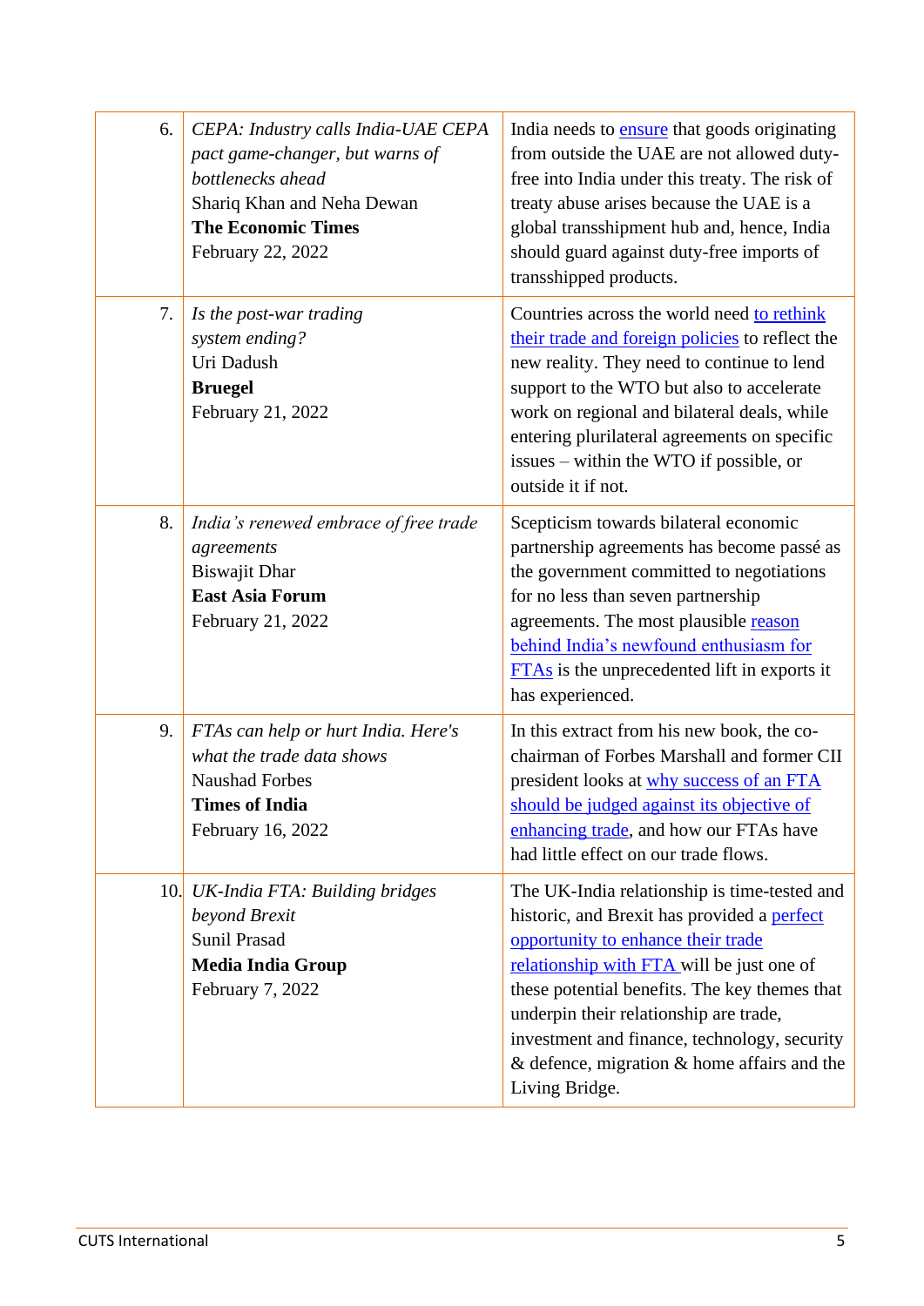| | | |
|---|---|---|
| 6. | *CEPA: Industry calls India-UAE CEPA pact game-changer, but warns of bottlenecks ahead*<br>Shariq Khan and Neha Dewan<br>**The Economic Times**<br>February 22, 2022 | India needs to ensure that goods originating from outside the UAE are not allowed duty-free into India under this treaty. The risk of treaty abuse arises because the UAE is a global transshipment hub and, hence, India should guard against duty-free imports of transshipped products. |
| 7. | *Is the post-war trading system ending?*<br>Uri Dadush<br>**Bruegel**<br>February 21, 2022 | Countries across the world need to rethink their trade and foreign policies to reflect the new reality. They need to continue to lend support to the WTO but also to accelerate work on regional and bilateral deals, while entering plurilateral agreements on specific issues – within the WTO if possible, or outside it if not. |
| 8. | *India's renewed embrace of free trade agreements*<br>Biswajit Dhar<br>**East Asia Forum**<br>February 21, 2022 | Scepticism towards bilateral economic partnership agreements has become passé as the government committed to negotiations for no less than seven partnership agreements. The most plausible reason behind India's newfound enthusiasm for FTAs is the unprecedented lift in exports it has experienced. |
| 9. | *FTAs can help or hurt India. Here's what the trade data shows*<br>Naushad Forbes<br>**Times of India**<br>February 16, 2022 | In this extract from his new book, the co-chairman of Forbes Marshall and former CII president looks at why success of an FTA should be judged against its objective of enhancing trade, and how our FTAs have had little effect on our trade flows. |
| 10. | *UK-India FTA: Building bridges beyond Brexit*<br>Sunil Prasad<br>**Media India Group**<br>February 7, 2022 | The UK-India relationship is time-tested and historic, and Brexit has provided a perfect opportunity to enhance their trade relationship with FTA will be just one of these potential benefits. The key themes that underpin their relationship are trade, investment and finance, technology, security & defence, migration & home affairs and the Living Bridge. |